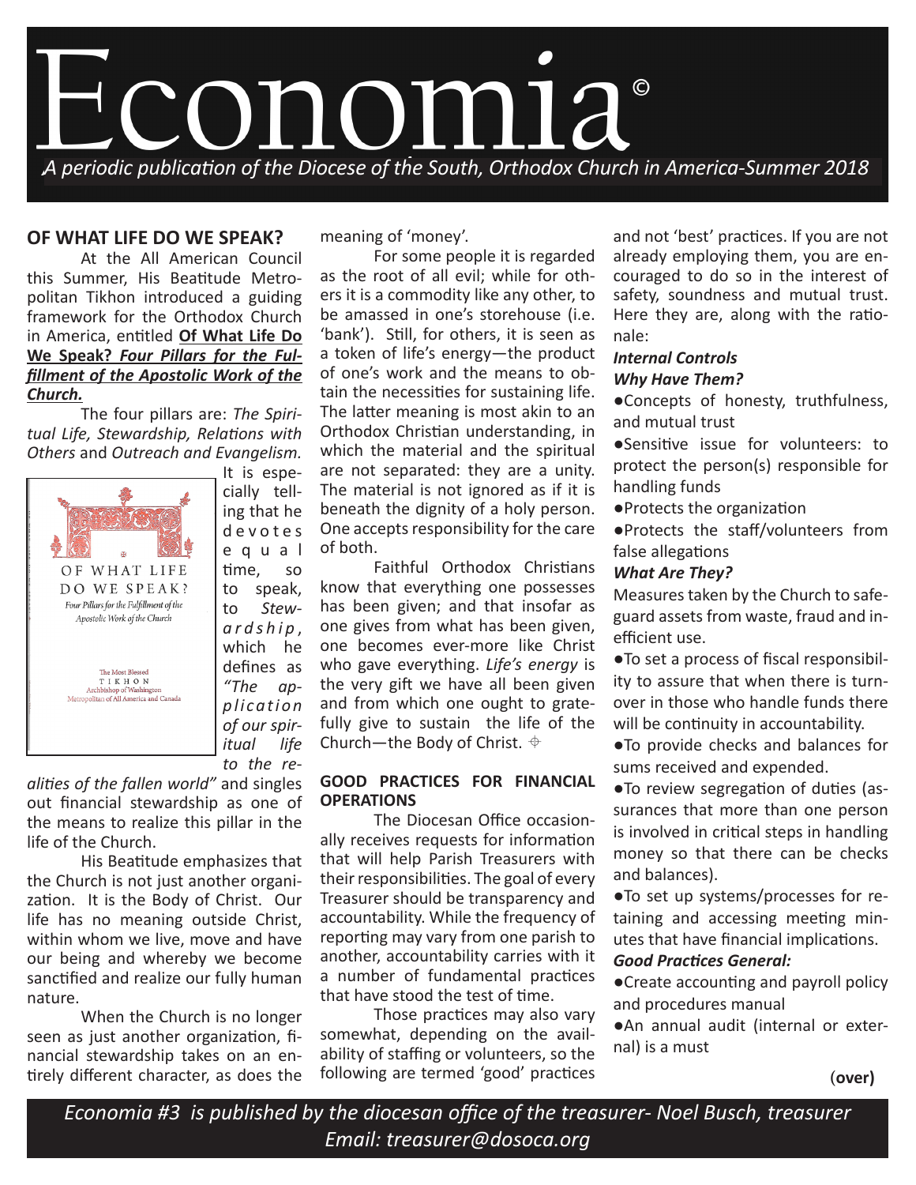# Economia©

*A periodic publication of the Diocese of the South, Orthodox Church in America-Summer 2018*

## OF WHAT LIFE DO WE SPEAK?

At the All American Council this Summer, His Beatitude Metropolitan Tikhon introduced a guiding framework for the Orthodox Church in America, entitled **Of What Life Do We Speak? *Four Pillars for the Fulfillment of the Apostolic Work of the Church.***

The four pillars are: *The Spiritual Life, Stewardship, Relations with Others* and *Outreach and Evangelism.* It is especially telling that he devotes equal time, so to speak, to *Stewardship*, which he defines as *"The application of our spiritual life to the realities of the fallen world"* and singles out financial stewardship as one of the means to realize this pillar in the life of the Church.

His Beatitude emphasizes that the Church is not just another organization. It is the Body of Christ. Our life has no meaning outside Christ, within whom we live, move and have our being and whereby we become sanctified and realize our fully human nature.

When the Church is no longer seen as just another organization, financial stewardship takes on an entirely different character, as does the meaning of 'money'.

For some people it is regarded as the root of all evil; while for others it is a commodity like any other, to be amassed in one's storehouse (i.e. 'bank'). Still, for others, it is seen as a token of life's energy—the product of one's work and the means to obtain the necessities for sustaining life. The latter meaning is most akin to an Orthodox Christian understanding, in which the material and the spiritual are not separated: they are a unity. The material is not ignored as if it is beneath the dignity of a holy person. One accepts responsibility for the care of both.

Faithful Orthodox Christians know that everything one possesses has been given; and that insofar as one gives from what has been given, one becomes ever-more like Christ who gave everything. *Life's energy* is the very gift we have all been given and from which one ought to gratefully give to sustain the life of the Church—the Body of Christ.

## GOOD PRACTICES FOR FINANCIAL OPERATIONS

The Diocesan Office occasionally receives requests for information that will help Parish Treasurers with their responsibilities. The goal of every Treasurer should be transparency and accountability. While the frequency of reporting may vary from one parish to another, accountability carries with it a number of fundamental practices that have stood the test of time.

Those practices may also vary somewhat, depending on the availability of staffing or volunteers, so the following are termed 'good' practices and not 'best' practices. If you are not already employing them, you are encouraged to do so in the interest of safety, soundness and mutual trust. Here they are, along with the rationale:

***Internal Controls***

***Why Have Them?***

- Concepts of honesty, truthfulness, and mutual trust
- Sensitive issue for volunteers: to protect the person(s) responsible for handling funds
- Protects the organization
- Protects the staff/volunteers from false allegations

***What Are They?***

Measures taken by the Church to safeguard assets from waste, fraud and inefficient use.

- To set a process of fiscal responsibility to assure that when there is turnover in those who handle funds there will be continuity in accountability.
- To provide checks and balances for sums received and expended.
- To review segregation of duties (assurances that more than one person is involved in critical steps in handling money so that there can be checks and balances).
- To set up systems/processes for retaining and accessing meeting minutes that have financial implications.

***Good Practices General:***

- Create accounting and payroll policy and procedures manual
- An annual audit (internal or external) is a must

(**over**)

*Economia #3 is published by the diocesan office of the treasurer- Noel Busch, treasurer*
*Email: treasurer@dosoca.org*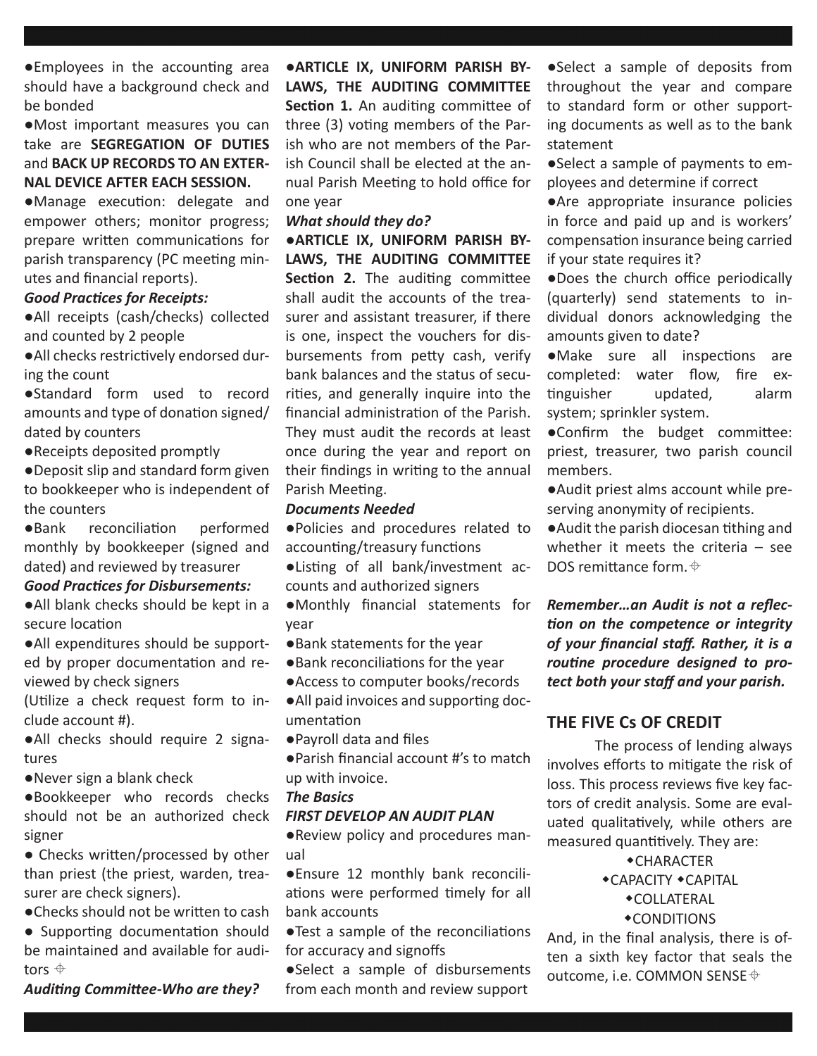- Employees in the accounting area should have a background check and be bonded
- Most important measures you can take are **SEGREGATION OF DUTIES** and **BACK UP RECORDS TO AN EXTERNAL DEVICE AFTER EACH SESSION.**
- Manage execution: delegate and empower others; monitor progress; prepare written communications for parish transparency (PC meeting minutes and financial reports).

***Good Practices for Receipts:***

- All receipts (cash/checks) collected and counted by 2 people
- All checks restrictively endorsed during the count
- Standard form used to record amounts and type of donation signed/dated by counters
- Receipts deposited promptly
- Deposit slip and standard form given to bookkeeper who is independent of the counters
- Bank reconciliation performed monthly by bookkeeper (signed and dated) and reviewed by treasurer

***Good Practices for Disbursements:***

- All blank checks should be kept in a secure location
- All expenditures should be supported by proper documentation and reviewed by check signers

(Utilize a check request form to include account #).

- All checks should require 2 signatures
- Never sign a blank check
- Bookkeeper who records checks should not be an authorized check signer
- Checks written/processed by other than priest (the priest, warden, treasurer are check signers).
- Checks should not be written to cash
- Supporting documentation should be maintained and available for auditors ⌖

***Auditing Committee-Who are they?***

- **ARTICLE IX, UNIFORM PARISH BY-LAWS, THE AUDITING COMMITTEE Section 1.** An auditing committee of three (3) voting members of the Parish who are not members of the Parish Council shall be elected at the annual Parish Meeting to hold office for one year

***What should they do?***

- **ARTICLE IX, UNIFORM PARISH BY-LAWS, THE AUDITING COMMITTEE Section 2.** The auditing committee shall audit the accounts of the treasurer and assistant treasurer, if there is one, inspect the vouchers for disbursements from petty cash, verify bank balances and the status of securities, and generally inquire into the financial administration of the Parish. They must audit the records at least once during the year and report on their findings in writing to the annual Parish Meeting.

***Documents Needed***

- Policies and procedures related to accounting/treasury functions
- Listing of all bank/investment accounts and authorized signers
- Monthly financial statements for year
- Bank statements for the year
- Bank reconciliations for the year
- Access to computer books/records
- All paid invoices and supporting documentation
- Payroll data and files
- Parish financial account #'s to match up with invoice.

***The Basics***

***FIRST DEVELOP AN AUDIT PLAN***

- Review policy and procedures manual
- Ensure 12 monthly bank reconciliations were performed timely for all bank accounts
- Test a sample of the reconciliations for accuracy and signoffs
- Select a sample of disbursements from each month and review support
- Select a sample of deposits from throughout the year and compare to standard form or other supporting documents as well as to the bank statement
- Select a sample of payments to employees and determine if correct
- Are appropriate insurance policies in force and paid up and is workers' compensation insurance being carried if your state requires it?
- Does the church office periodically (quarterly) send statements to individual donors acknowledging the amounts given to date?
- Make sure all inspections are completed: water flow, fire extinguisher updated, alarm system; sprinkler system.
- Confirm the budget committee: priest, treasurer, two parish council members.
- Audit priest alms account while preserving anonymity of recipients.
- Audit the parish diocesan tithing and whether it meets the criteria – see DOS remittance form. ⌖

***Remember…an Audit is not a reflection on the competence or integrity of your financial staff. Rather, it is a routine procedure designed to protect both your staff and your parish.***

## THE FIVE Cs OF CREDIT

The process of lending always involves efforts to mitigate the risk of loss. This process reviews five key factors of credit analysis. Some are evaluated qualitatively, while others are measured quantitively. They are:

◆CHARACTER
◆CAPACITY ◆CAPITAL
◆COLLATERAL
◆CONDITIONS

And, in the final analysis, there is often a sixth key factor that seals the outcome, i.e. COMMON SENSE ⌖